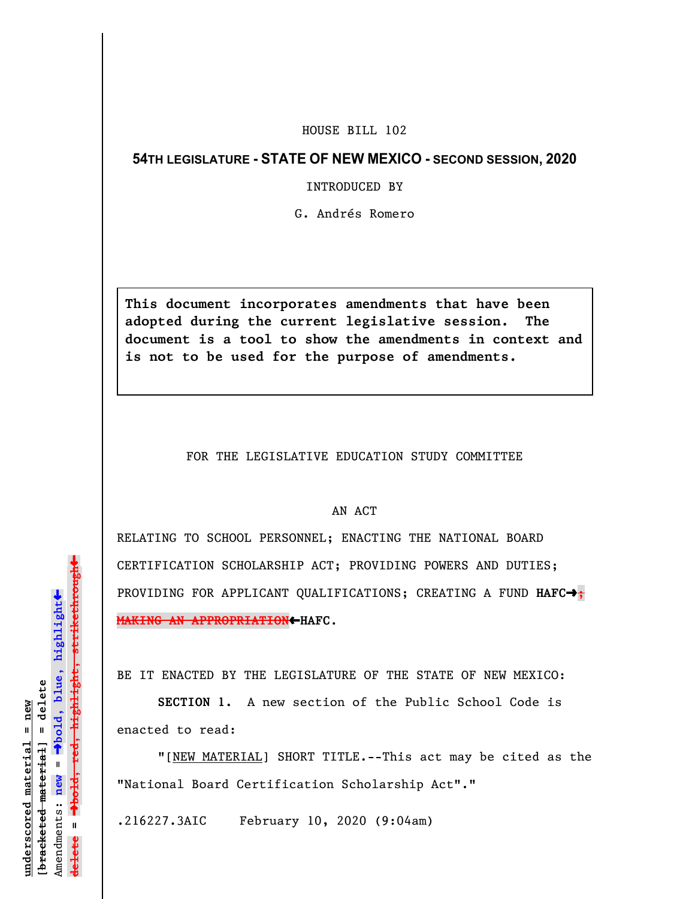HOUSE BILL 102

**54TH LEGISLATURE - STATE OF NEW MEXICO - SECOND SESSION, 2020**

INTRODUCED BY

G. Andrés Romero

> **This document incorporates amendments that have been adopted during the current legislative session. The document is a tool to show the amendments in context and is not to be used for the purpose of amendments.**

FOR THE LEGISLATIVE EDUCATION STUDY COMMITTEE

AN ACT

RELATING TO SCHOOL PERSONNEL; ENACTING THE NATIONAL BOARD CERTIFICATION SCHOLARSHIP ACT; PROVIDING POWERS AND DUTIES; PROVIDING FOR APPLICANT QUALIFICATIONS; CREATING A FUND **HAFC→**~~; MAKING AN APPROPRIATION~~**←HAFC**.

BE IT ENACTED BY THE LEGISLATURE OF THE STATE OF NEW MEXICO:

**SECTION 1.** A new section of the Public School Code is enacted to read:

"[NEW MATERIAL] SHORT TITLE.--This act may be cited as the "National Board Certification Scholarship Act"."

.216227.3AIC February 10, 2020 (9:04am)

underscored material = new
[bracketed material] = delete
Amendments: **new** = **→bold, blue, highlight←**
~~delete~~ = **→~~bold, red, highlight, strikethrough~~←**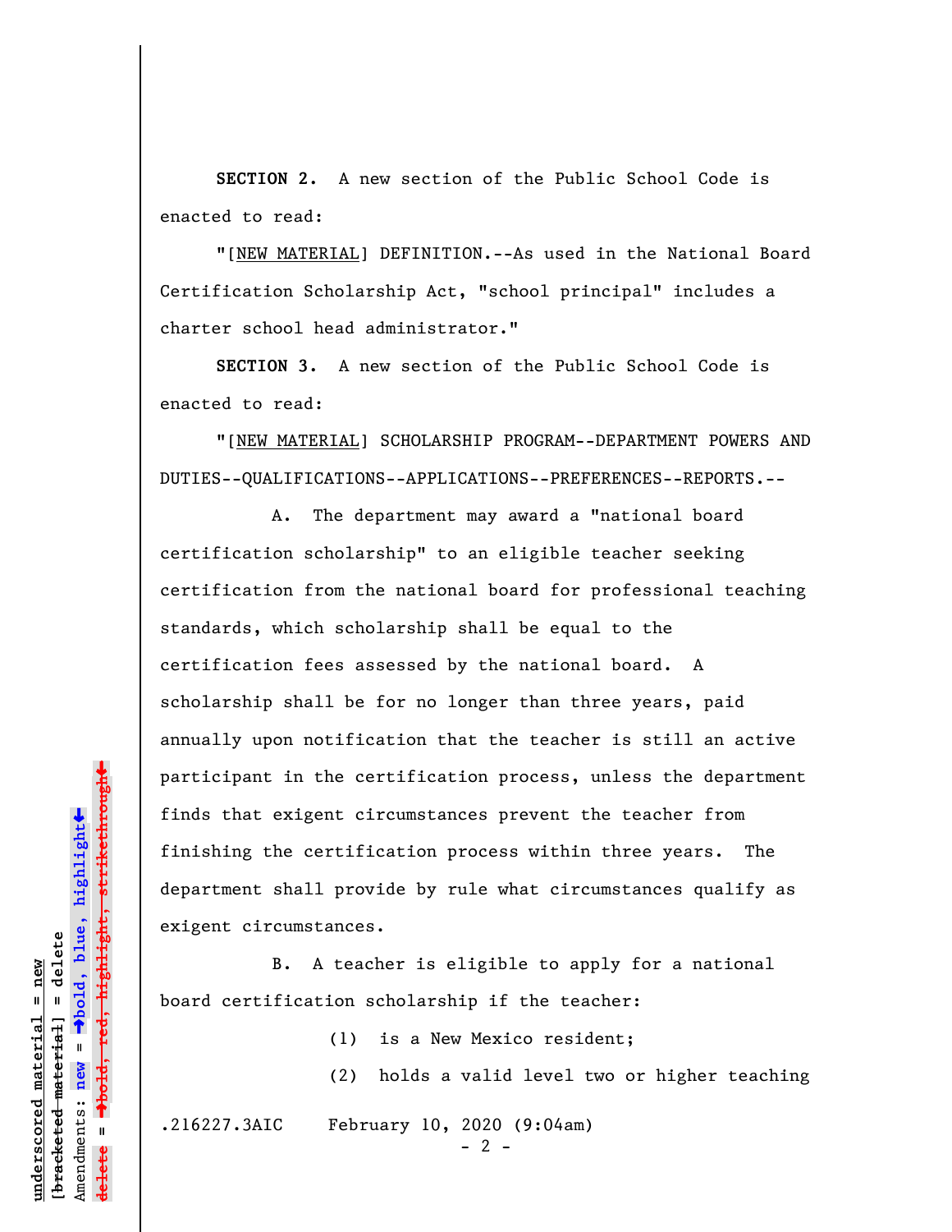**SECTION 2.** A new section of the Public School Code is enacted to read:

"[NEW MATERIAL] DEFINITION.--As used in the National Board Certification Scholarship Act, "school principal" includes a charter school head administrator."

**SECTION 3.** A new section of the Public School Code is enacted to read:

"[NEW MATERIAL] SCHOLARSHIP PROGRAM--DEPARTMENT POWERS AND DUTIES--QUALIFICATIONS--APPLICATIONS--PREFERENCES--REPORTS.--

A. The department may award a "national board certification scholarship" to an eligible teacher seeking certification from the national board for professional teaching standards, which scholarship shall be equal to the certification fees assessed by the national board. A scholarship shall be for no longer than three years, paid annually upon notification that the teacher is still an active participant in the certification process, unless the department finds that exigent circumstances prevent the teacher from finishing the certification process within three years. The department shall provide by rule what circumstances qualify as exigent circumstances.

B. A teacher is eligible to apply for a national board certification scholarship if the teacher:

(1) is a New Mexico resident;

(2) holds a valid level two or higher teaching

.216227.3AIC February 10, 2020 (9:04am)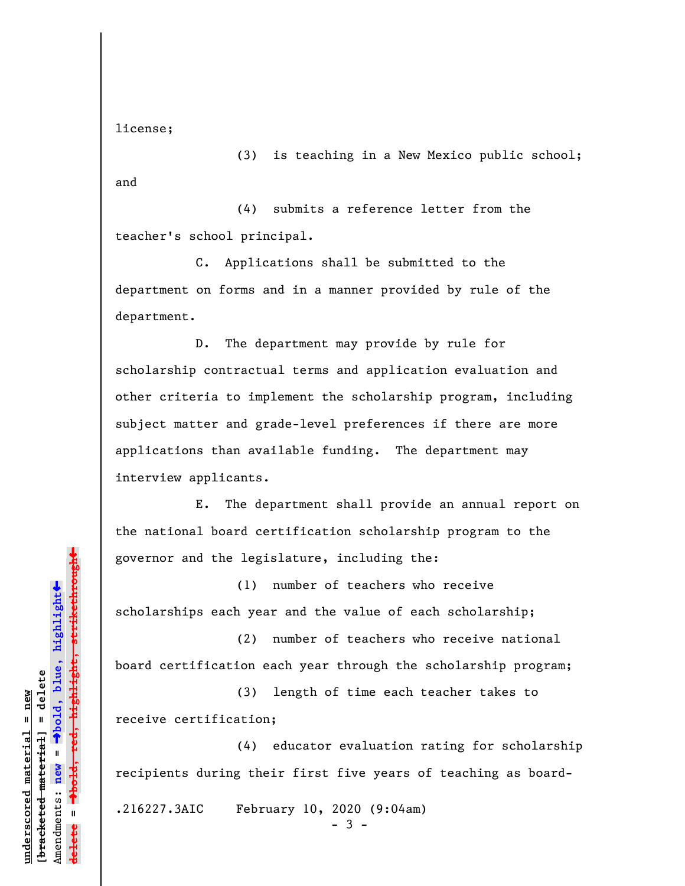license;

(3) is teaching in a New Mexico public school; and

(4) submits a reference letter from the teacher's school principal.

C. Applications shall be submitted to the department on forms and in a manner provided by rule of the department.

D. The department may provide by rule for scholarship contractual terms and application evaluation and other criteria to implement the scholarship program, including subject matter and grade-level preferences if there are more applications than available funding. The department may interview applicants.

E. The department shall provide an annual report on the national board certification scholarship program to the governor and the legislature, including the:

(1) number of teachers who receive scholarships each year and the value of each scholarship;

(2) number of teachers who receive national board certification each year through the scholarship program;

(3) length of time each teacher takes to receive certification;

(4) educator evaluation rating for scholarship recipients during their first five years of teaching as board-

.216227.3AIC February 10, 2020 (9:04am)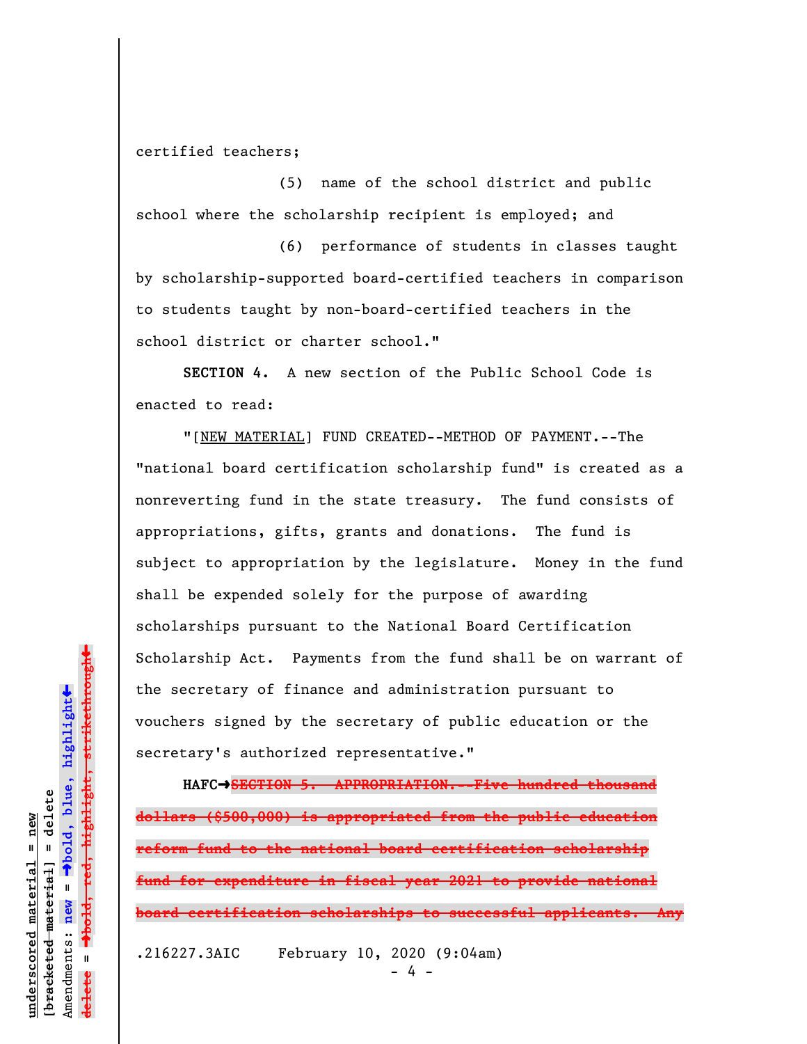certified teachers;

(5) name of the school district and public school where the scholarship recipient is employed; and

(6) performance of students in classes taught by scholarship-supported board-certified teachers in comparison to students taught by non-board-certified teachers in the school district or charter school."

**SECTION 4.** A new section of the Public School Code is enacted to read:

"[<u>NEW MATERIAL</u>] FUND CREATED--METHOD OF PAYMENT.--The "national board certification scholarship fund" is created as a nonreverting fund in the state treasury. The fund consists of appropriations, gifts, grants and donations. The fund is subject to appropriation by the legislature. Money in the fund shall be expended solely for the purpose of awarding scholarships pursuant to the National Board Certification Scholarship Act. Payments from the fund shall be on warrant of the secretary of finance and administration pursuant to vouchers signed by the secretary of public education or the secretary's authorized representative."

**HAFC➔~~SECTION 5. APPROPRIATION.--Five hundred thousand dollars ($500,000) is appropriated from the public education reform fund to the national board certification scholarship fund for expenditure in fiscal year 2021 to provide national board certification scholarships to successful applicants. Any~~**

.216227.3AIC February 10, 2020 (9:04am)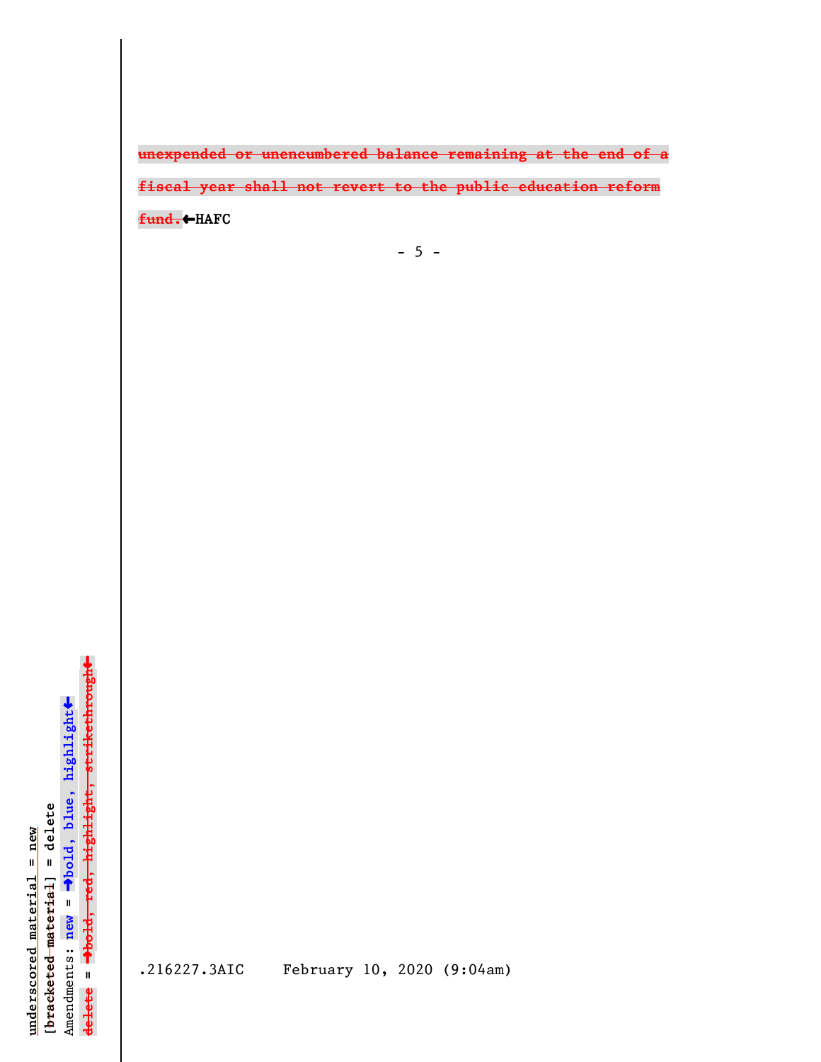~~unexpended or unencumbered balance remaining at the end of a fiscal year shall not revert to the public education reform fund.~~←**HAFC**

underscored material = new
[~~bracketed material~~] = delete
Amendments: **new** = →**bold, blue, highlight**←
~~delete~~ = →~~**bold, red, highlight, strikethrough**~~←

.216227.3AIC     February 10, 2020 (9:04am)